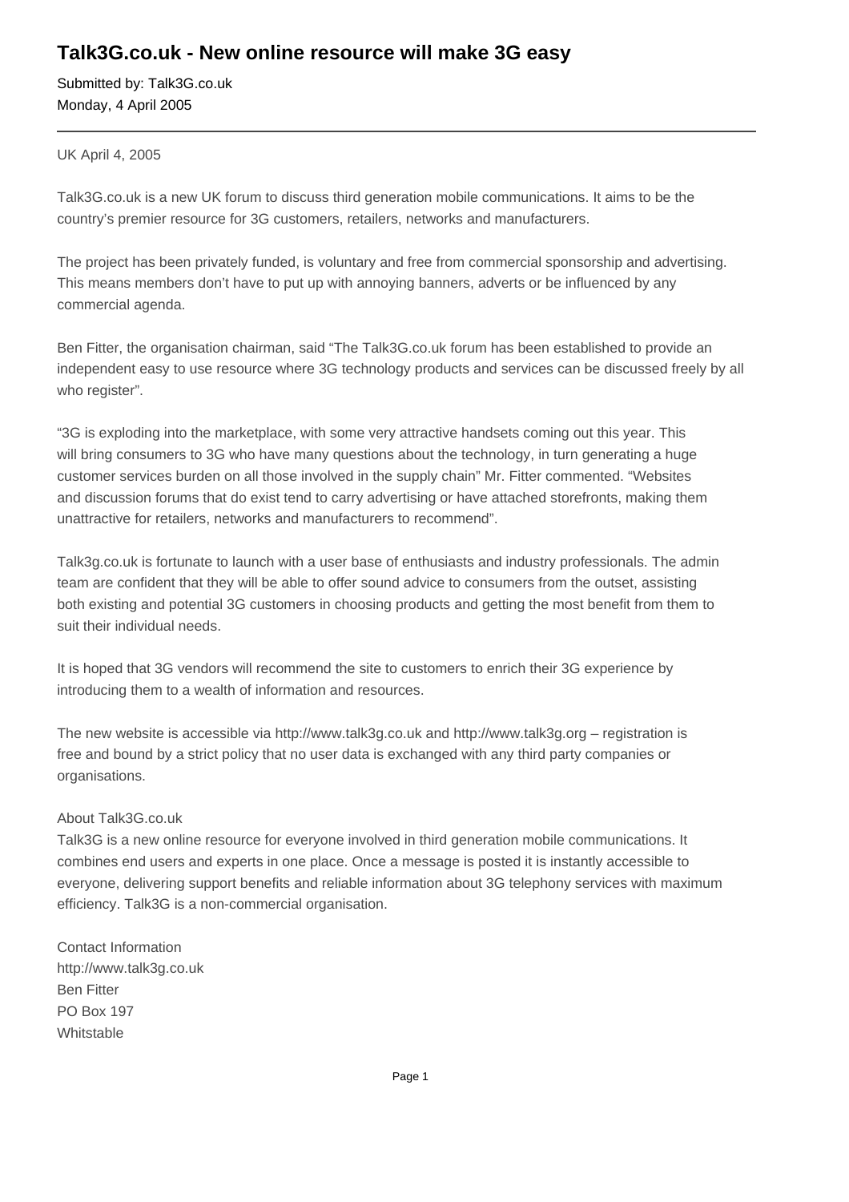# Talk3G.co.uk - New online resource will make 3G easy

Submitted by: Talk3G.co.uk
Monday, 4 April 2005

---

UK April 4, 2005

Talk3G.co.uk is a new UK forum to discuss third generation mobile communications. It aims to be the country's premier resource for 3G customers, retailers, networks and manufacturers.

The project has been privately funded, is voluntary and free from commercial sponsorship and advertising. This means members don't have to put up with annoying banners, adverts or be influenced by any commercial agenda.

Ben Fitter, the organisation chairman, said "The Talk3G.co.uk forum has been established to provide an independent easy to use resource where 3G technology products and services can be discussed freely by all who register".

"3G is exploding into the marketplace, with some very attractive handsets coming out this year. This will bring consumers to 3G who have many questions about the technology, in turn generating a huge customer services burden on all those involved in the supply chain" Mr. Fitter commented. "Websites and discussion forums that do exist tend to carry advertising or have attached storefronts, making them unattractive for retailers, networks and manufacturers to recommend".

Talk3g.co.uk is fortunate to launch with a user base of enthusiasts and industry professionals. The admin team are confident that they will be able to offer sound advice to consumers from the outset, assisting both existing and potential 3G customers in choosing products and getting the most benefit from them to suit their individual needs.

It is hoped that 3G vendors will recommend the site to customers to enrich their 3G experience by introducing them to a wealth of information and resources.

The new website is accessible via http://www.talk3g.co.uk and http://www.talk3g.org – registration is free and bound by a strict policy that no user data is exchanged with any third party companies or organisations.

About Talk3G.co.uk
Talk3G is a new online resource for everyone involved in third generation mobile communications. It combines end users and experts in one place. Once a message is posted it is instantly accessible to everyone, delivering support benefits and reliable information about 3G telephony services with maximum efficiency. Talk3G is a non-commercial organisation.

Contact Information
http://www.talk3g.co.uk
Ben Fitter
PO Box 197
Whitstable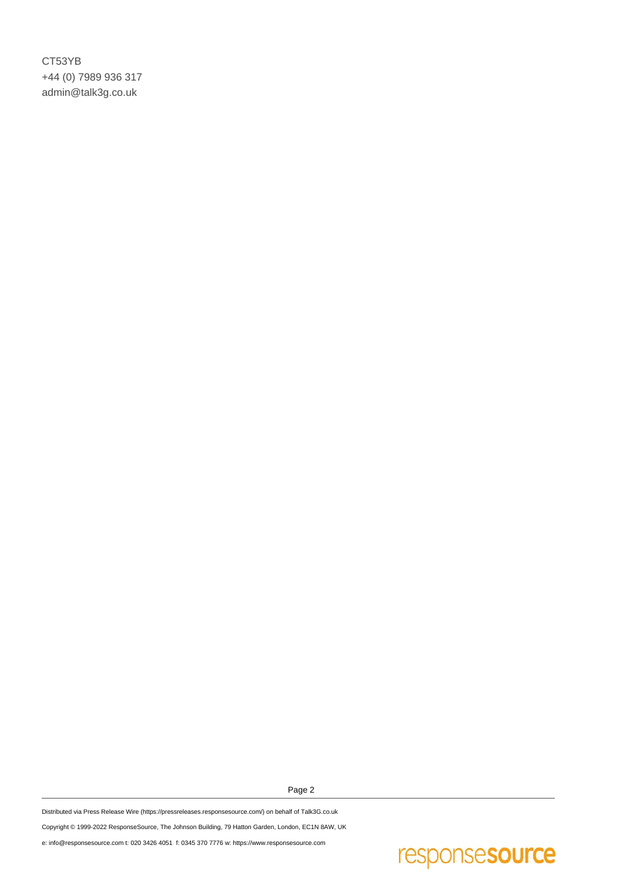CT53YB
+44 (0) 7989 936 317
admin@talk3g.co.uk